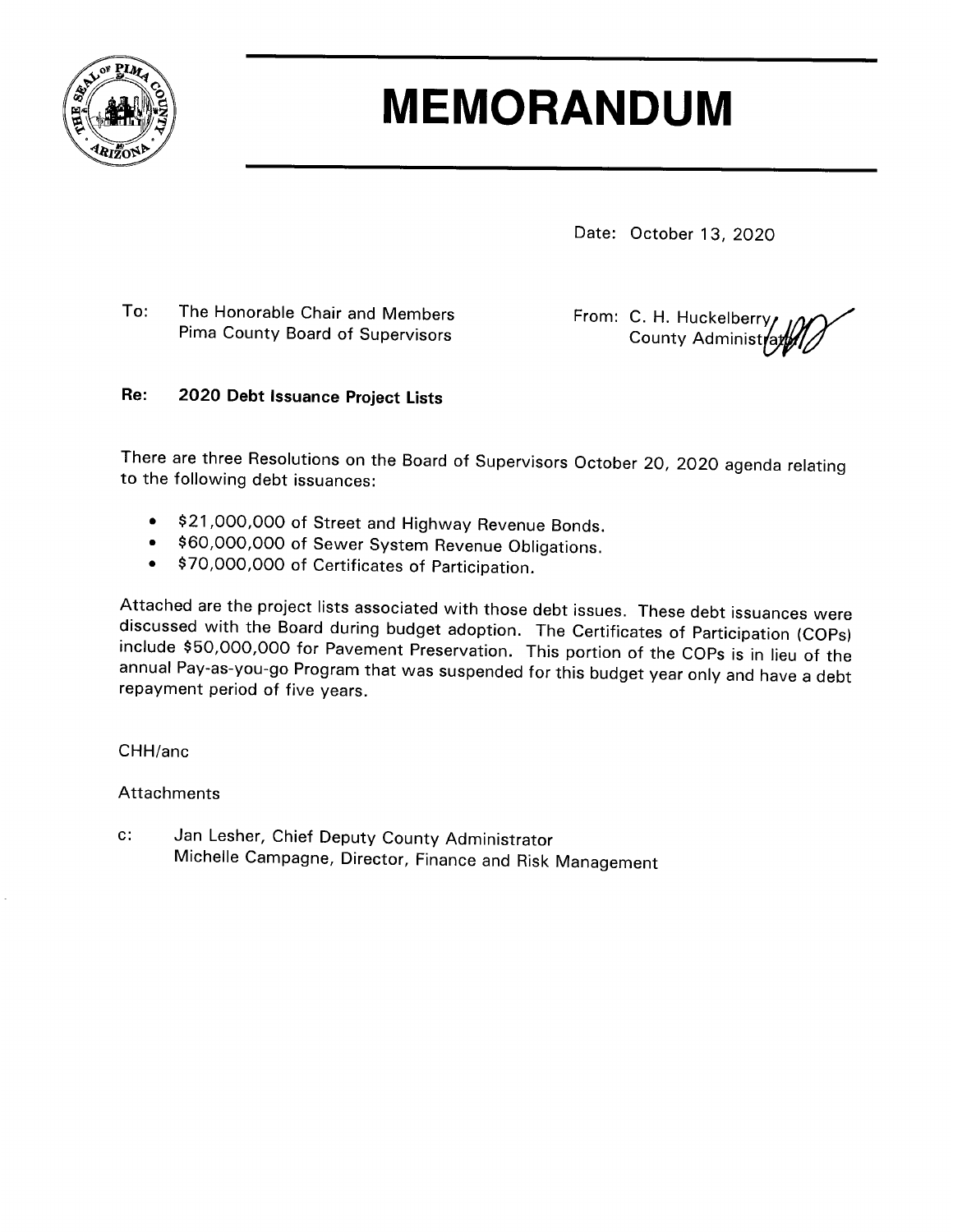# MEMORANDUM

Date: October 13, 2020

To: The Honorable Chair and Members
Pima County Board of Supervisors

From: C. H. Huckelberry
County Administrator

**Re: 2020 Debt Issuance Project Lists**

There are three Resolutions on the Board of Supervisors October 20, 2020 agenda relating to the following debt issuances:

- $21,000,000 of Street and Highway Revenue Bonds.
- $60,000,000 of Sewer System Revenue Obligations.
- $70,000,000 of Certificates of Participation.

Attached are the project lists associated with those debt issues. These debt issuances were discussed with the Board during budget adoption. The Certificates of Participation (COPs) include $50,000,000 for Pavement Preservation. This portion of the COPs is in lieu of the annual Pay-as-you-go Program that was suspended for this budget year only and have a debt repayment period of five years.

CHH/anc

Attachments

c: Jan Lesher, Chief Deputy County Administrator
Michelle Campagne, Director, Finance and Risk Management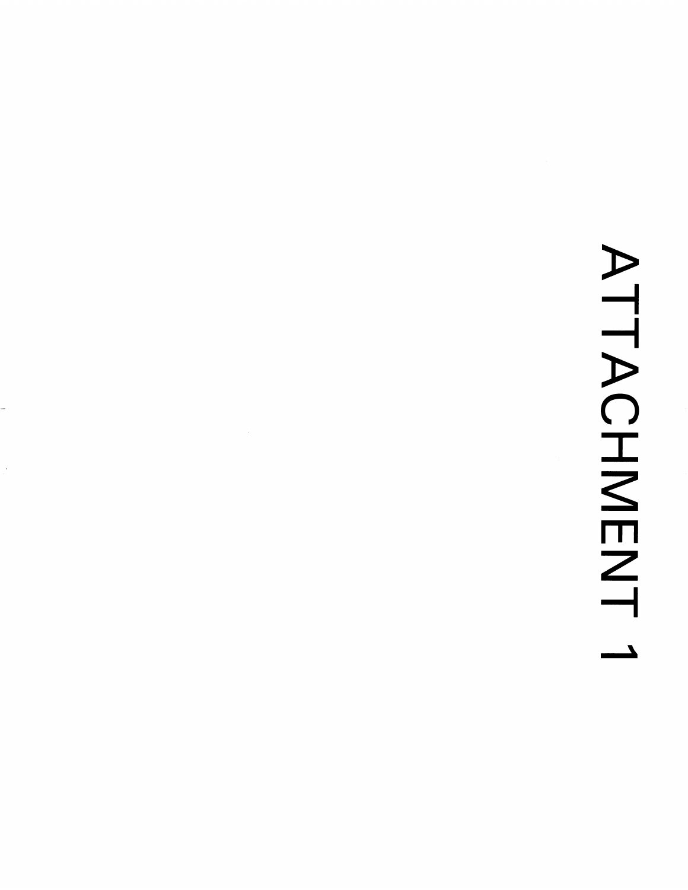# ATTACHMENT 1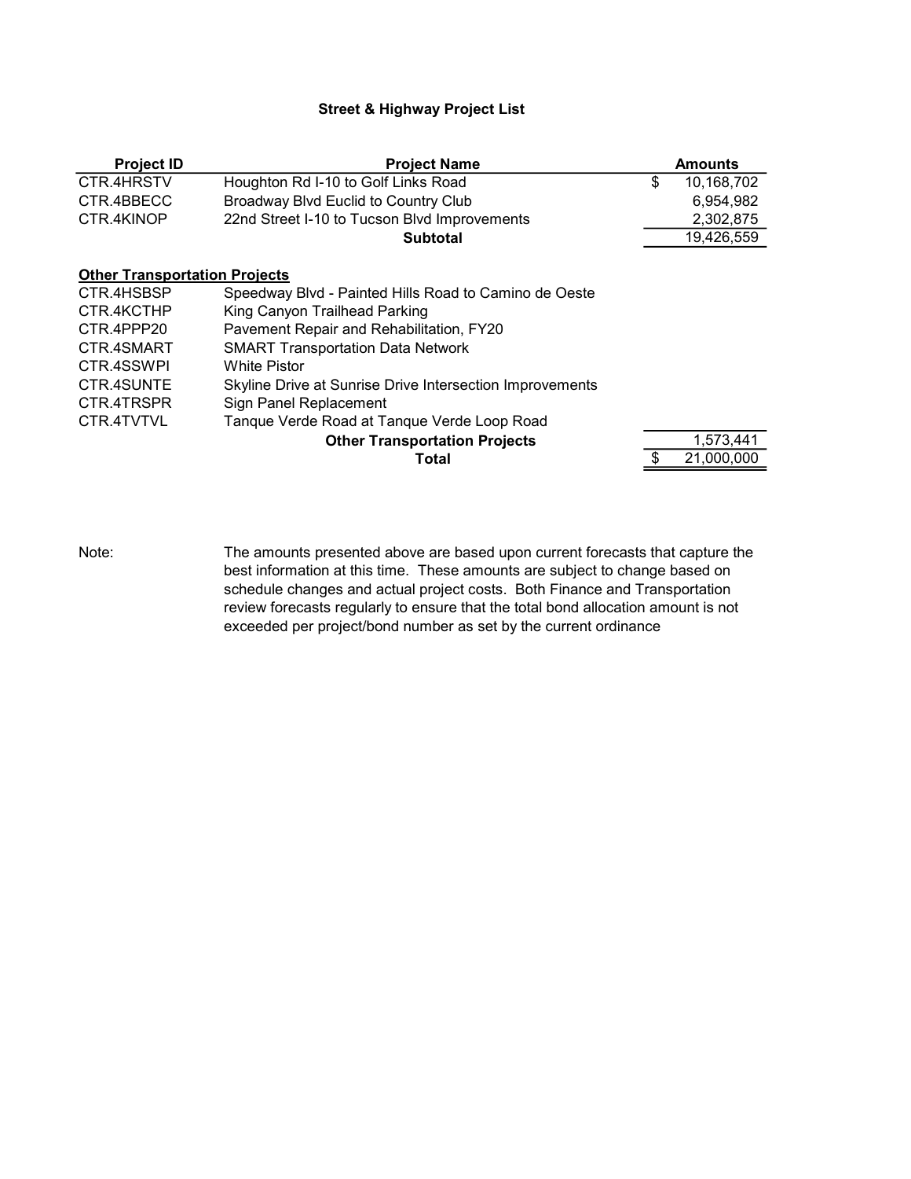## Street & Highway Project List

| Project ID | Project Name | Amounts |
|---|---|---|
| CTR.4HRSTV | Houghton Rd I-10 to Golf Links Road | $ 10,168,702 |
| CTR.4BBECC | Broadway Blvd Euclid to Country Club | 6,954,982 |
| CTR.4KINOP | 22nd Street I-10 to Tucson Blvd Improvements | 2,302,875 |
| | **Subtotal** | 19,426,559 |
| **Other Transportation Projects** | | |
| CTR.4HSBSP | Speedway Blvd - Painted Hills Road to Camino de Oeste | |
| CTR.4KCTHP | King Canyon Trailhead Parking | |
| CTR.4PPP20 | Pavement Repair and Rehabilitation, FY20 | |
| CTR.4SMART | SMART Transportation Data Network | |
| CTR.4SSWPI | White Pistor | |
| CTR.4SUNTE | Skyline Drive at Sunrise Drive Intersection Improvements | |
| CTR.4TRSPR | Sign Panel Replacement | |
| CTR.4TVTVL | Tanque Verde Road at Tanque Verde Loop Road | |
| | **Other Transportation Projects** | 1,573,441 |
| | **Total** | $ 21,000,000 |

Note: The amounts presented above are based upon current forecasts that capture the best information at this time. These amounts are subject to change based on schedule changes and actual project costs. Both Finance and Transportation review forecasts regularly to ensure that the total bond allocation amount is not exceeded per project/bond number as set by the current ordinance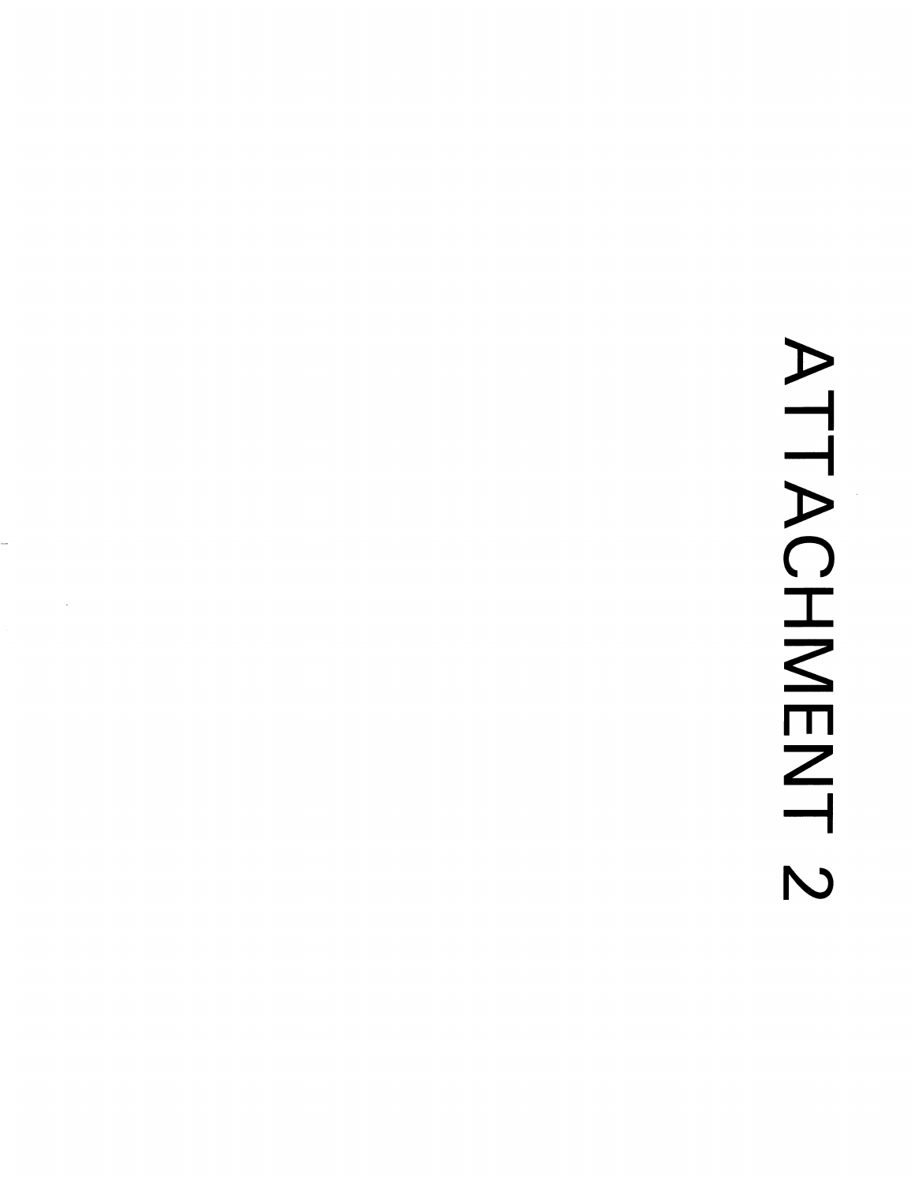# ATTACHMENT 2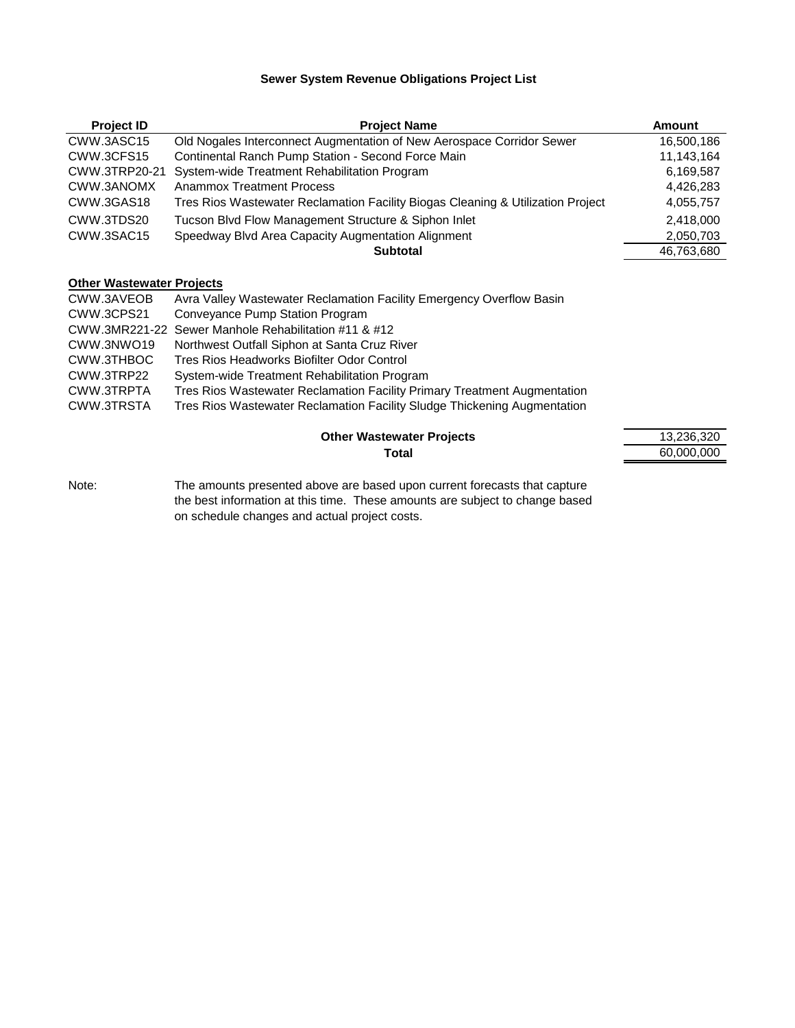**Sewer System Revenue Obligations Project List**

| Project ID | Project Name | Amount |
|---|---|---|
| CWW.3ASC15 | Old Nogales Interconnect Augmentation of New Aerospace Corridor Sewer | 16,500,186 |
| CWW.3CFS15 | Continental Ranch Pump Station - Second Force Main | 11,143,164 |
| CWW.3TRP20-21 | System-wide Treatment Rehabilitation Program | 6,169,587 |
| CWW.3ANOMX | Anammox Treatment Process | 4,426,283 |
| CWW.3GAS18 | Tres Rios Wastewater Reclamation Facility Biogas Cleaning & Utilization Project | 4,055,757 |
| CWW.3TDS20 | Tucson Blvd Flow Management Structure & Siphon Inlet | 2,418,000 |
| CWW.3SAC15 | Speedway Blvd Area Capacity Augmentation Alignment | 2,050,703 |
| | **Subtotal** | 46,763,680 |
| **Other Wastewater Projects** | | |
| CWW.3AVEOB | Avra Valley Wastewater Reclamation Facility Emergency Overflow Basin | |
| CWW.3CPS21 | Conveyance Pump Station Program | |
| CWW.3MR221-22 | Sewer Manhole Rehabilitation #11 & #12 | |
| CWW.3NWO19 | Northwest Outfall Siphon at Santa Cruz River | |
| CWW.3THBOC | Tres Rios Headworks Biofilter Odor Control | |
| CWW.3TRP22 | System-wide Treatment Rehabilitation Program | |
| CWW.3TRPTA | Tres Rios Wastewater Reclamation Facility Primary Treatment Augmentation | |
| CWW.3TRSTA | Tres Rios Wastewater Reclamation Facility Sludge Thickening Augmentation | |
| | **Other Wastewater Projects** | 13,236,320 |
| | **Total** | 60,000,000 |

Note: The amounts presented above are based upon current forecasts that capture the best information at this time. These amounts are subject to change based on schedule changes and actual project costs.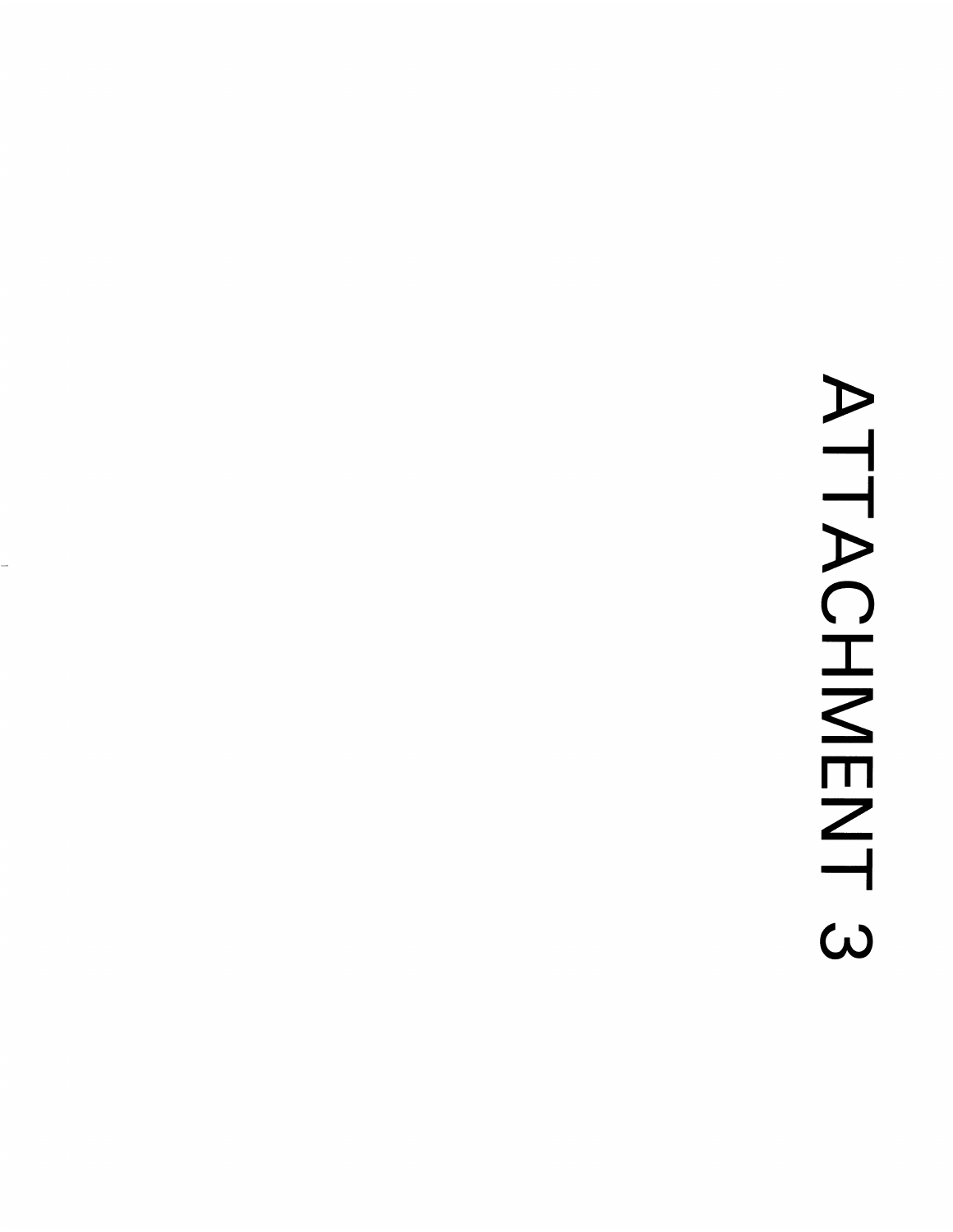# ATTACHMENT 3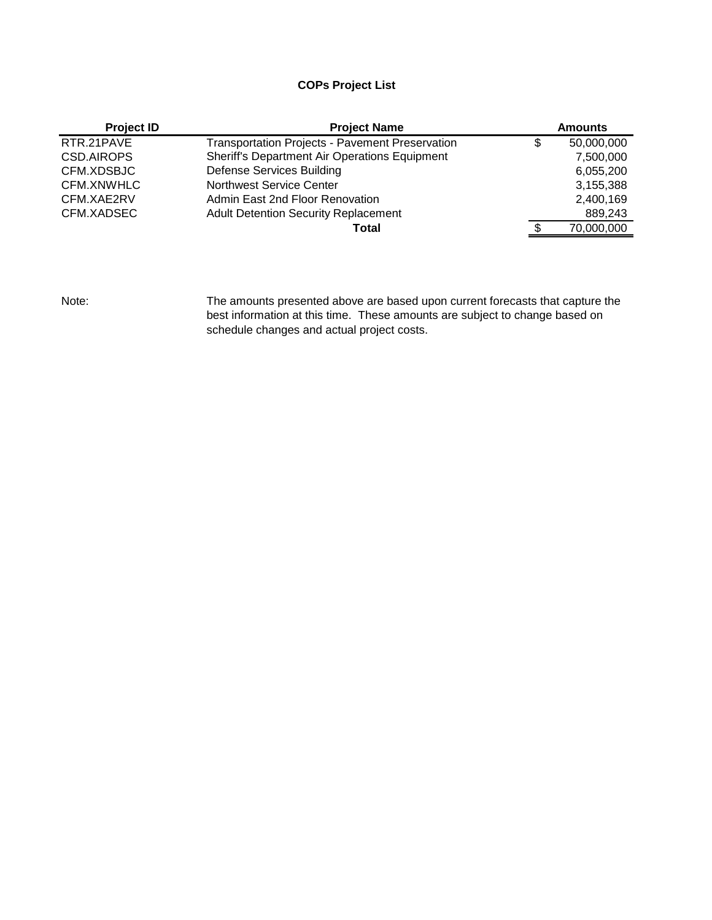**COPs Project List**

| Project ID | Project Name | Amounts |
|---|---|---|
| RTR.21PAVE | Transportation Projects - Pavement Preservation | $ 50,000,000 |
| CSD.AIROPS | Sheriff's Department Air Operations Equipment | 7,500,000 |
| CFM.XDSBJC | Defense Services Building | 6,055,200 |
| CFM.XNWHLC | Northwest Service Center | 3,155,388 |
| CFM.XAE2RV | Admin East 2nd Floor Renovation | 2,400,169 |
| CFM.XADSEC | Adult Detention Security Replacement | 889,243 |
| | **Total** | $ 70,000,000 |

Note: The amounts presented above are based upon current forecasts that capture the best information at this time. These amounts are subject to change based on schedule changes and actual project costs.